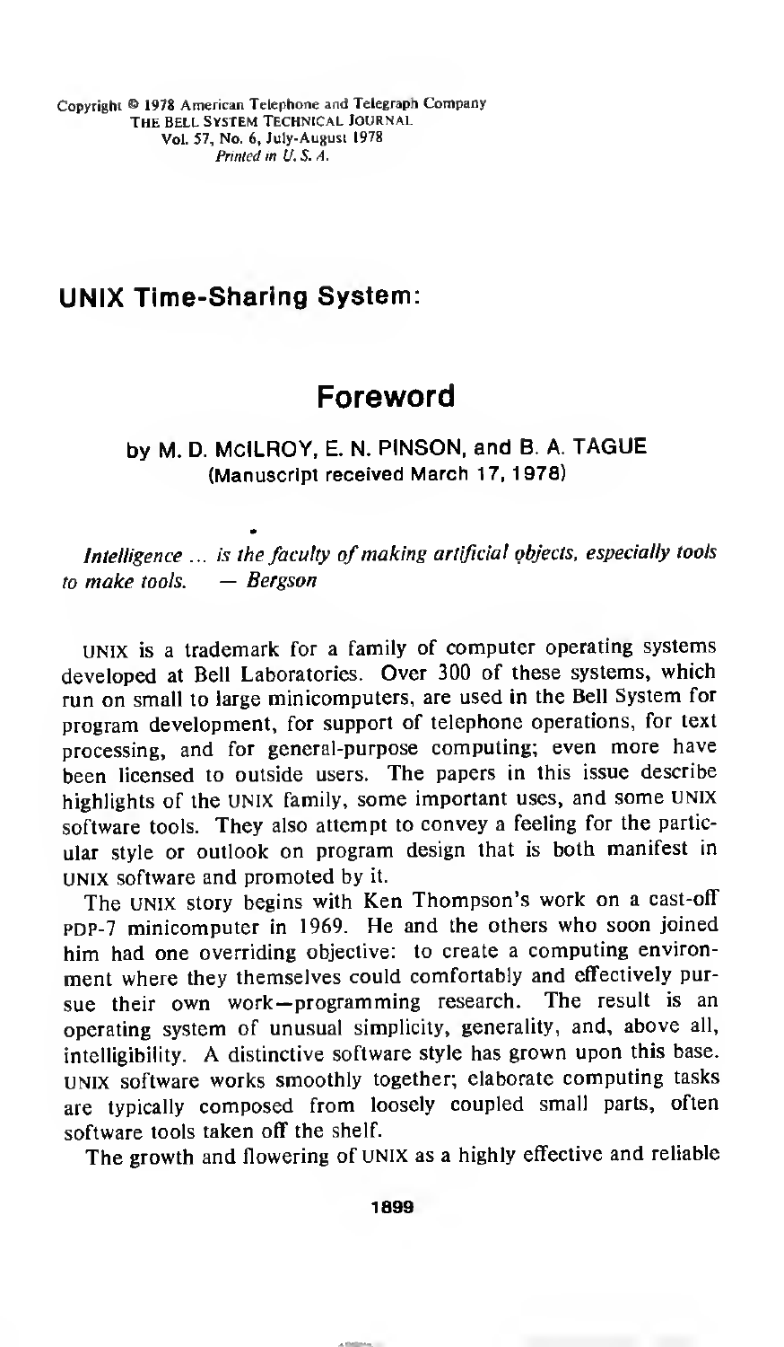Copyright © 1978 American Telephone and Telegraph Company
THE BELL SYSTEM TECHNICAL JOURNAL
Vol. 57, No. 6, July-August 1978
*Printed in U. S. A.*

## UNIX Time-Sharing System:

# Foreword

### by M. D. McILROY, E. N. PINSON, and B. A. TAGUE
(Manuscript received March 17, 1978)

*Intelligence ... is the faculty of making artificial objects, especially tools to make tools. — Bergson*

UNIX is a trademark for a family of computer operating systems developed at Bell Laboratories. Over 300 of these systems, which run on small to large minicomputers, are used in the Bell System for program development, for support of telephone operations, for text processing, and for general-purpose computing; even more have been licensed to outside users. The papers in this issue describe highlights of the UNIX family, some important uses, and some UNIX software tools. They also attempt to convey a feeling for the particular style or outlook on program design that is both manifest in UNIX software and promoted by it.

The UNIX story begins with Ken Thompson's work on a cast-off PDP-7 minicomputer in 1969. He and the others who soon joined him had one overriding objective: to create a computing environment where they themselves could comfortably and effectively pursue their own work—programming research. The result is an operating system of unusual simplicity, generality, and, above all, intelligibility. A distinctive software style has grown upon this base. UNIX software works smoothly together; elaborate computing tasks are typically composed from loosely coupled small parts, often software tools taken off the shelf.

The growth and flowering of UNIX as a highly effective and reliable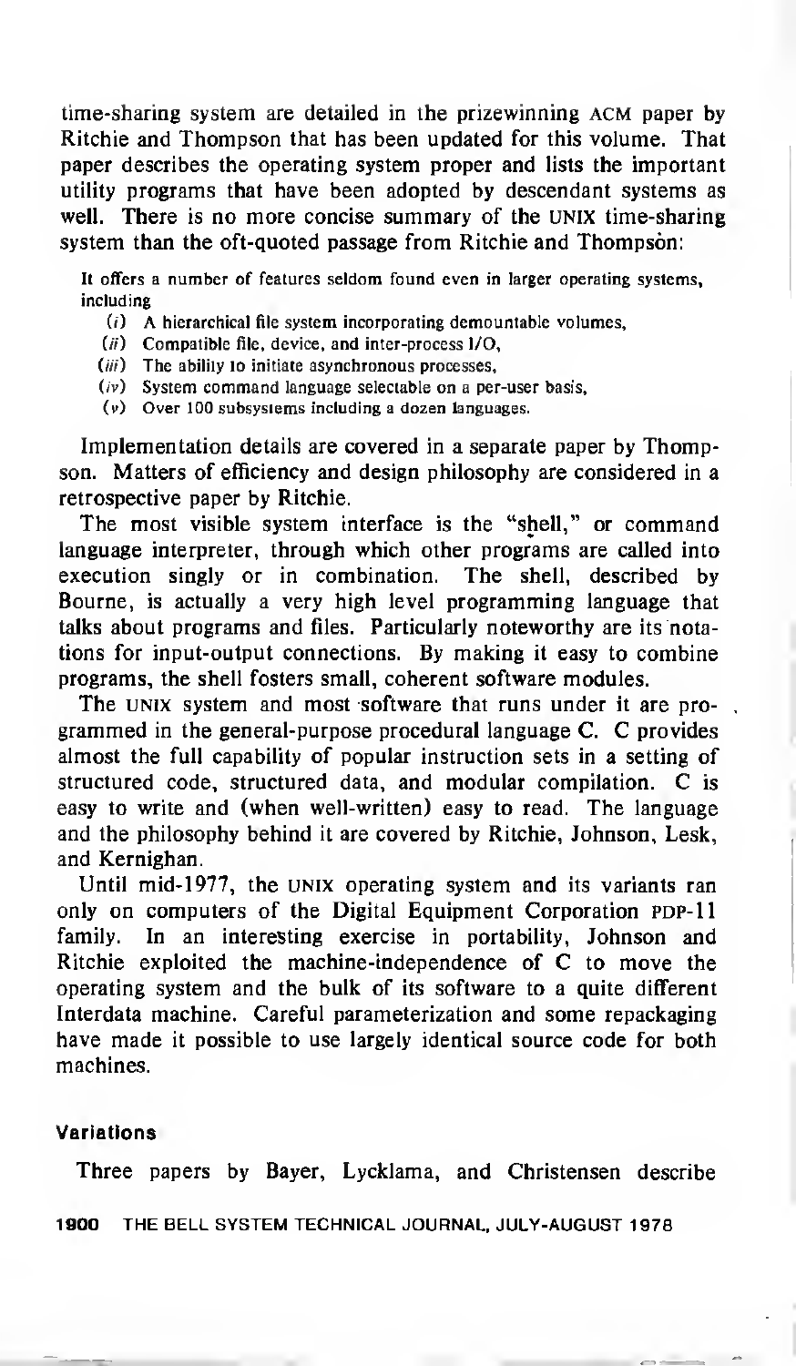time-sharing system are detailed in the prizewinning ACM paper by Ritchie and Thompson that has been updated for this volume. That paper describes the operating system proper and lists the important utility programs that have been adopted by descendant systems as well. There is no more concise summary of the UNIX time-sharing system than the oft-quoted passage from Ritchie and Thompson:

> It offers a number of features seldom found even in larger operating systems, including
>
> (*i*) A hierarchical file system incorporating demountable volumes,
> (*ii*) Compatible file, device, and inter-process I/O,
> (*iii*) The ability to initiate asynchronous processes,
> (*iv*) System command language selectable on a per-user basis,
> (*v*) Over 100 subsystems including a dozen languages.

Implementation details are covered in a separate paper by Thompson. Matters of efficiency and design philosophy are considered in a retrospective paper by Ritchie.

The most visible system interface is the "shell," or command language interpreter, through which other programs are called into execution singly or in combination. The shell, described by Bourne, is actually a very high level programming language that talks about programs and files. Particularly noteworthy are its notations for input-output connections. By making it easy to combine programs, the shell fosters small, coherent software modules.

The UNIX system and most software that runs under it are programmed in the general-purpose procedural language C. C provides almost the full capability of popular instruction sets in a setting of structured code, structured data, and modular compilation. C is easy to write and (when well-written) easy to read. The language and the philosophy behind it are covered by Ritchie, Johnson, Lesk, and Kernighan.

Until mid-1977, the UNIX operating system and its variants ran only on computers of the Digital Equipment Corporation PDP-11 family. In an interesting exercise in portability, Johnson and Ritchie exploited the machine-independence of C to move the operating system and the bulk of its software to a quite different Interdata machine. Careful parameterization and some repackaging have made it possible to use largely identical source code for both machines.

#### Variations

Three papers by Bayer, Lycklama, and Christensen describe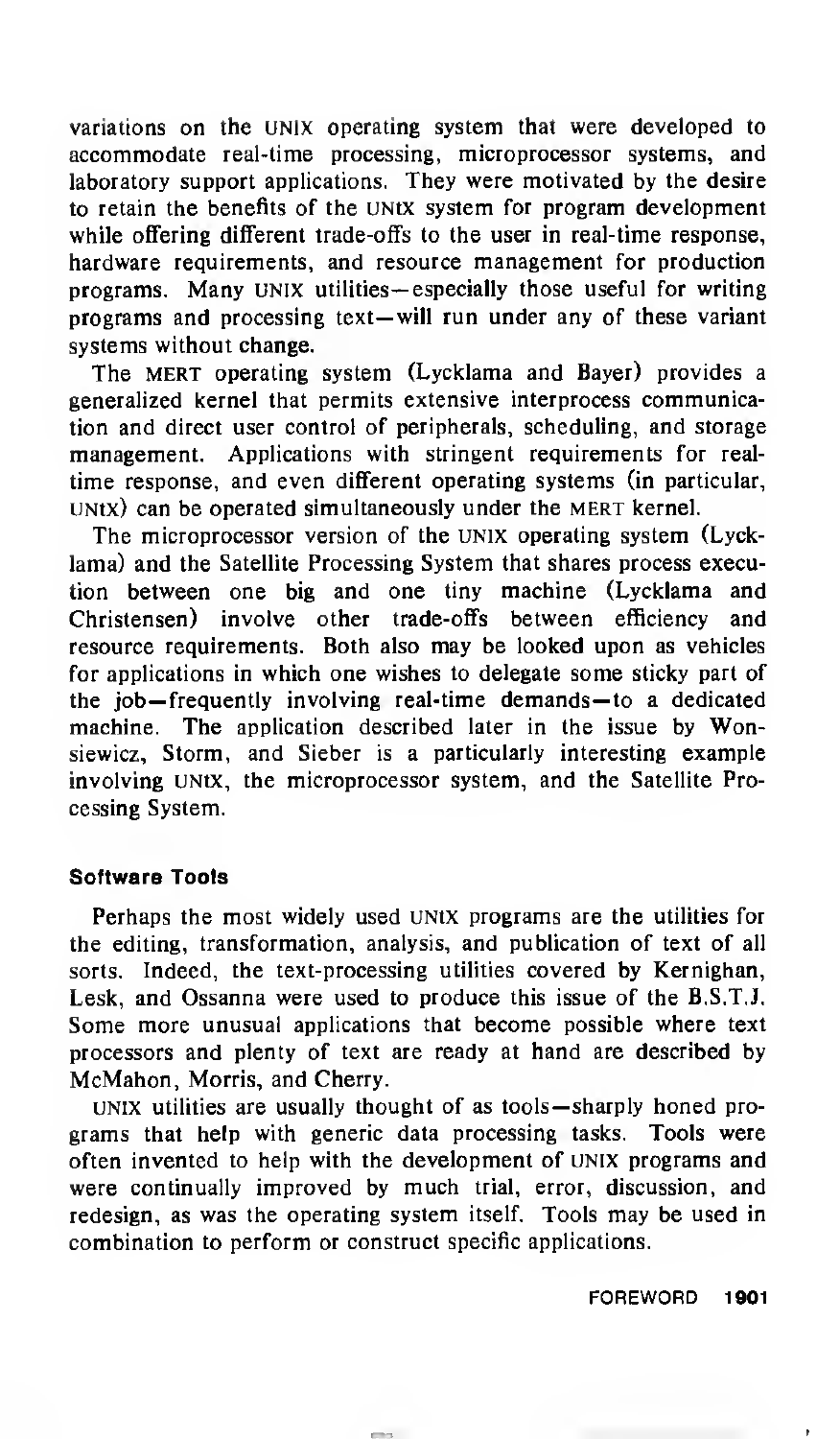variations on the UNIX operating system that were developed to accommodate real-time processing, microprocessor systems, and laboratory support applications. They were motivated by the desire to retain the benefits of the UNIX system for program development while offering different trade-offs to the user in real-time response, hardware requirements, and resource management for production programs. Many UNIX utilities—especially those useful for writing programs and processing text—will run under any of these variant systems without change.

The MERT operating system (Lycklama and Bayer) provides a generalized kernel that permits extensive interprocess communication and direct user control of peripherals, scheduling, and storage management. Applications with stringent requirements for real-time response, and even different operating systems (in particular, UNIX) can be operated simultaneously under the MERT kernel.

The microprocessor version of the UNIX operating system (Lycklama) and the Satellite Processing System that shares process execution between one big and one tiny machine (Lycklama and Christensen) involve other trade-offs between efficiency and resource requirements. Both also may be looked upon as vehicles for applications in which one wishes to delegate some sticky part of the job—frequently involving real-time demands—to a dedicated machine. The application described later in the issue by Wonsiewicz, Storm, and Sieber is a particularly interesting example involving UNIX, the microprocessor system, and the Satellite Processing System.

### Software Tools

Perhaps the most widely used UNIX programs are the utilities for the editing, transformation, analysis, and publication of text of all sorts. Indeed, the text-processing utilities covered by Kernighan, Lesk, and Ossanna were used to produce this issue of the B.S.T.J. Some more unusual applications that become possible where text processors and plenty of text are ready at hand are described by McMahon, Morris, and Cherry.

UNIX utilities are usually thought of as tools—sharply honed programs that help with generic data processing tasks. Tools were often invented to help with the development of UNIX programs and were continually improved by much trial, error, discussion, and redesign, as was the operating system itself. Tools may be used in combination to perform or construct specific applications.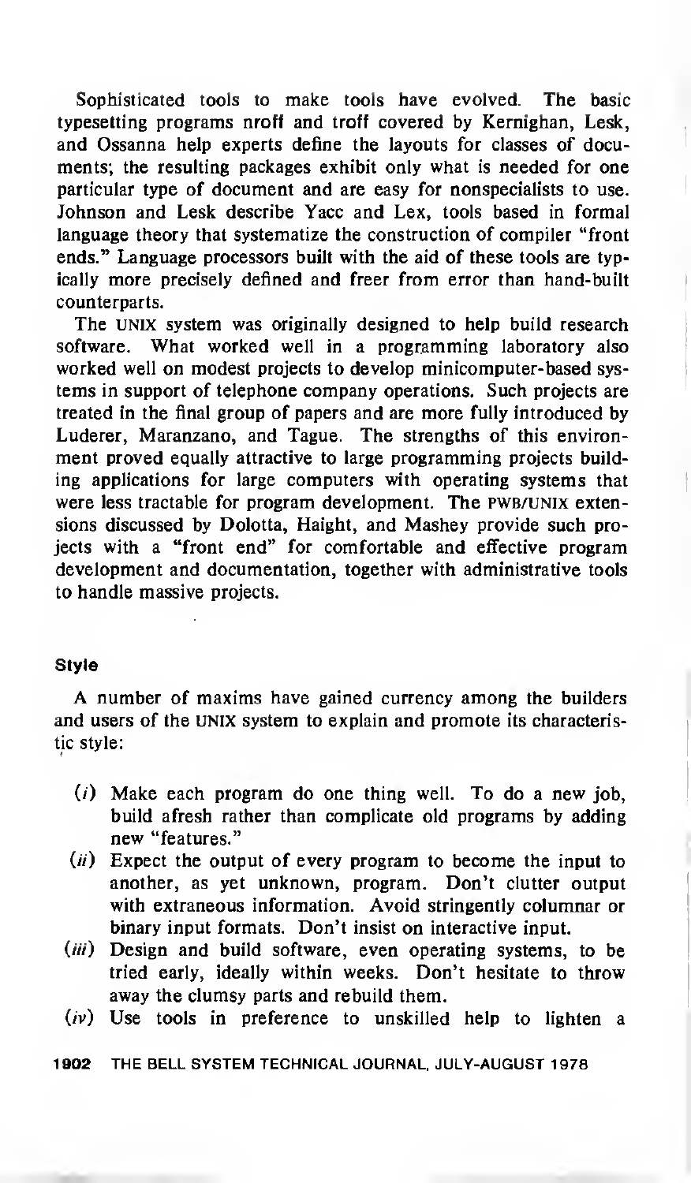Sophisticated tools to make tools have evolved. The basic typesetting programs nroff and troff covered by Kernighan, Lesk, and Ossanna help experts define the layouts for classes of documents; the resulting packages exhibit only what is needed for one particular type of document and are easy for nonspecialists to use. Johnson and Lesk describe Yacc and Lex, tools based in formal language theory that systematize the construction of compiler "front ends." Language processors built with the aid of these tools are typically more precisely defined and freer from error than hand-built counterparts.

The UNIX system was originally designed to help build research software. What worked well in a programming laboratory also worked well on modest projects to develop minicomputer-based systems in support of telephone company operations. Such projects are treated in the final group of papers and are more fully introduced by Luderer, Maranzano, and Tague. The strengths of this environment proved equally attractive to large programming projects building applications for large computers with operating systems that were less tractable for program development. The PWB/UNIX extensions discussed by Dolotta, Haight, and Mashey provide such projects with a "front end" for comfortable and effective program development and documentation, together with administrative tools to handle massive projects.

### Style

A number of maxims have gained currency among the builders and users of the UNIX system to explain and promote its characteristic style:

- (*i*) Make each program do one thing well. To do a new job, build afresh rather than complicate old programs by adding new "features."
- (*ii*) Expect the output of every program to become the input to another, as yet unknown, program. Don't clutter output with extraneous information. Avoid stringently columnar or binary input formats. Don't insist on interactive input.
- (*iii*) Design and build software, even operating systems, to be tried early, ideally within weeks. Don't hesitate to throw away the clumsy parts and rebuild them.
- (*iv*) Use tools in preference to unskilled help to lighten a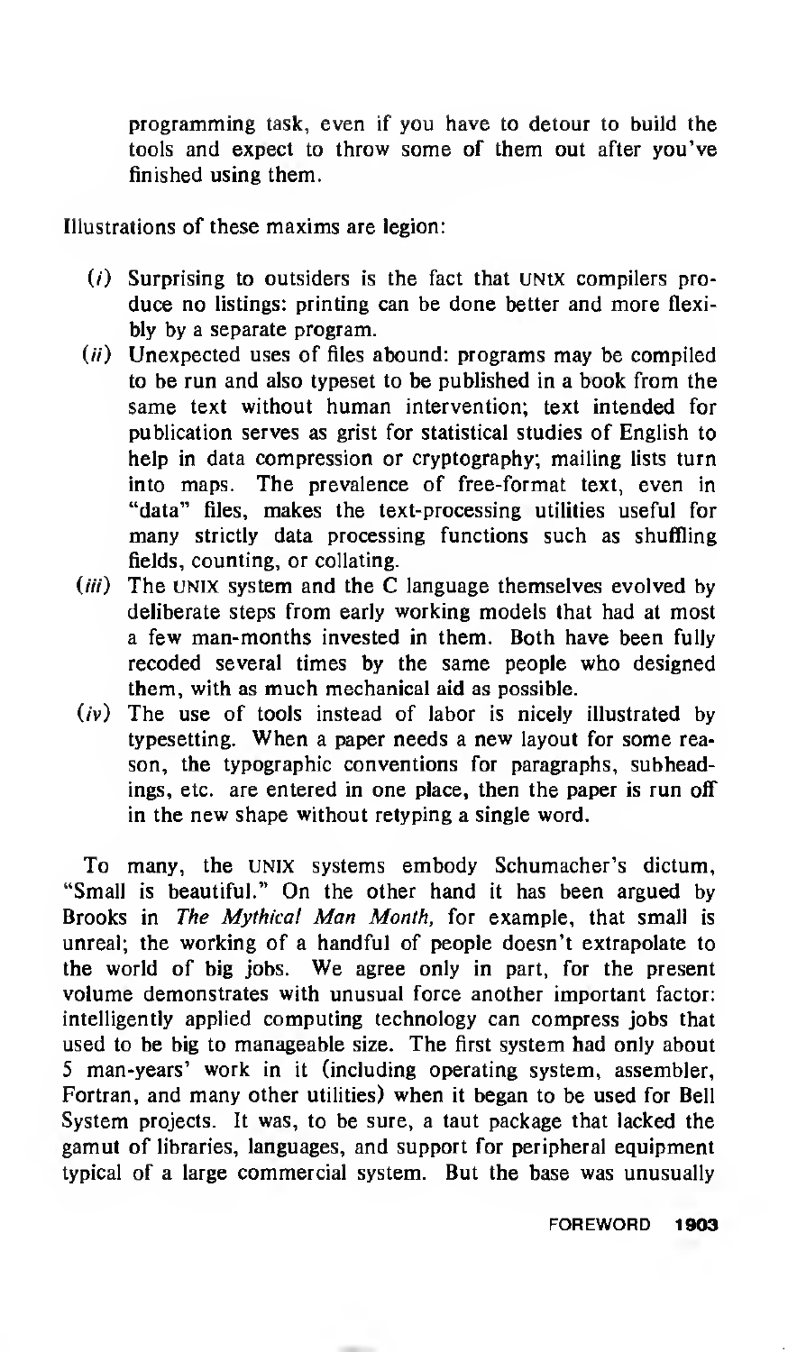programming task, even if you have to detour to build the tools and expect to throw some of them out after you've finished using them.

Illustrations of these maxims are legion:

(*i*) Surprising to outsiders is the fact that UNIX compilers produce no listings: printing can be done better and more flexibly by a separate program.

(*ii*) Unexpected uses of files abound: programs may be compiled to be run and also typeset to be published in a book from the same text without human intervention; text intended for publication serves as grist for statistical studies of English to help in data compression or cryptography; mailing lists turn into maps. The prevalence of free-format text, even in "data" files, makes the text-processing utilities useful for many strictly data processing functions such as shuffling fields, counting, or collating.

(*iii*) The UNIX system and the C language themselves evolved by deliberate steps from early working models that had at most a few man-months invested in them. Both have been fully recoded several times by the same people who designed them, with as much mechanical aid as possible.

(*iv*) The use of tools instead of labor is nicely illustrated by typesetting. When a paper needs a new layout for some reason, the typographic conventions for paragraphs, subheadings, etc. are entered in one place, then the paper is run off in the new shape without retyping a single word.

To many, the UNIX systems embody Schumacher's dictum, "Small is beautiful." On the other hand it has been argued by Brooks in *The Mythical Man Month*, for example, that small is unreal; the working of a handful of people doesn't extrapolate to the world of big jobs. We agree only in part, for the present volume demonstrates with unusual force another important factor: intelligently applied computing technology can compress jobs that used to be big to manageable size. The first system had only about 5 man-years' work in it (including operating system, assembler, Fortran, and many other utilities) when it began to be used for Bell System projects. It was, to be sure, a taut package that lacked the gamut of libraries, languages, and support for peripheral equipment typical of a large commercial system. But the base was unusually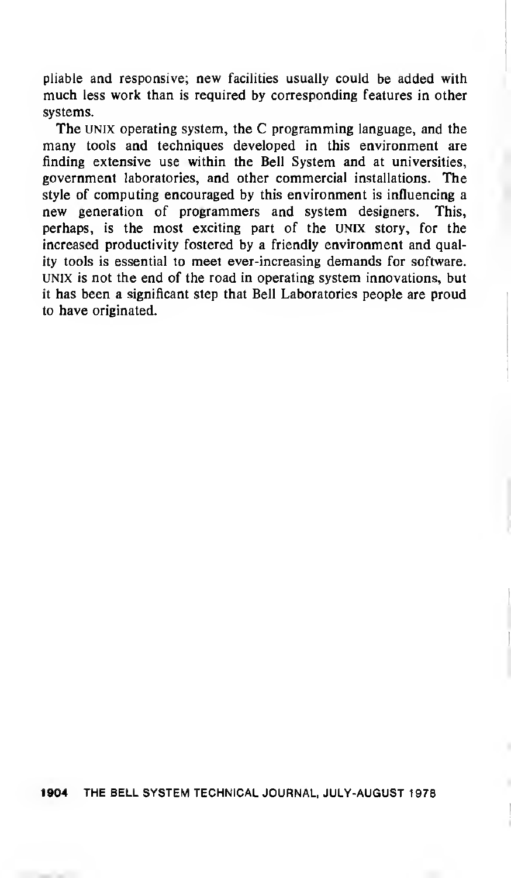pliable and responsive; new facilities usually could be added with much less work than is required by corresponding features in other systems.

The UNIX operating system, the C programming language, and the many tools and techniques developed in this environment are finding extensive use within the Bell System and at universities, government laboratories, and other commercial installations. The style of computing encouraged by this environment is influencing a new generation of programmers and system designers. This, perhaps, is the most exciting part of the UNIX story, for the increased productivity fostered by a friendly environment and quality tools is essential to meet ever-increasing demands for software. UNIX is not the end of the road in operating system innovations, but it has been a significant step that Bell Laboratories people are proud to have originated.